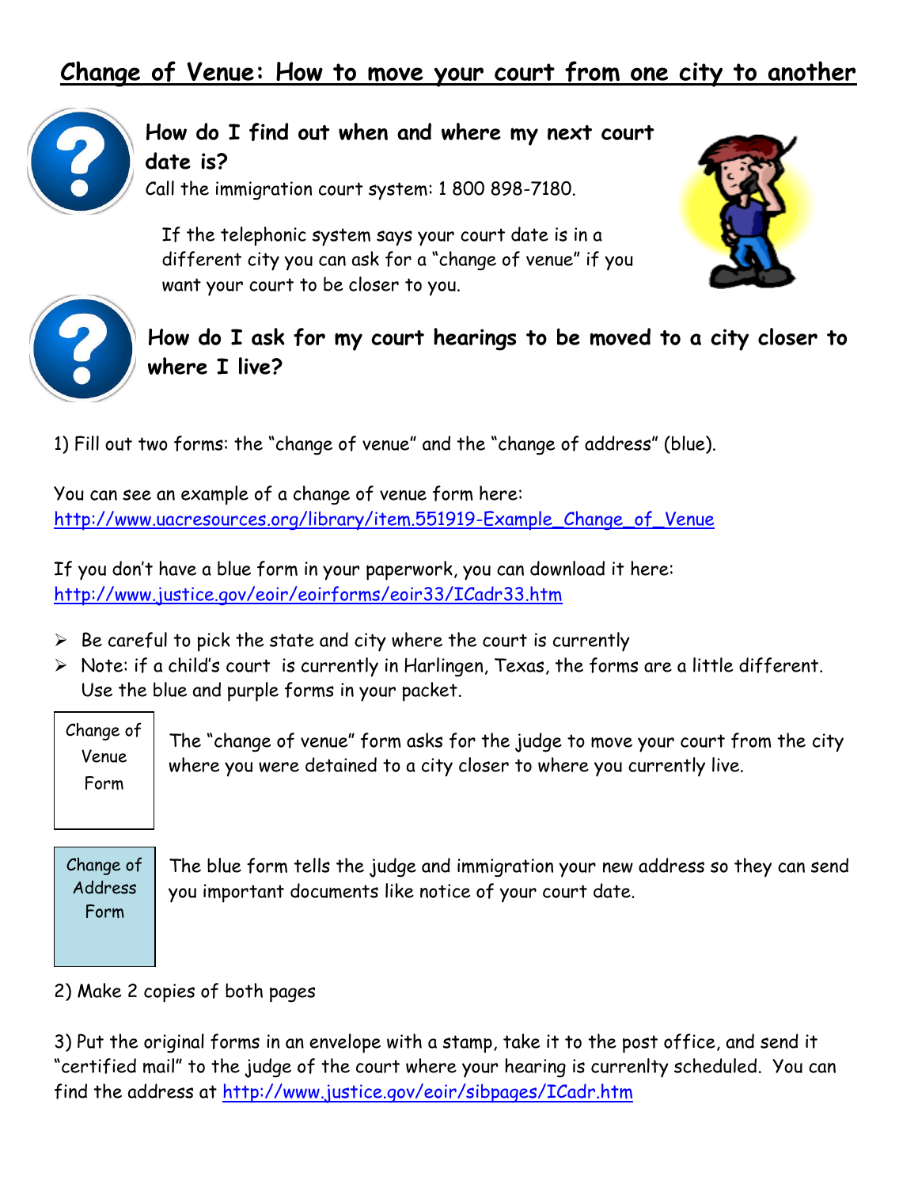# Change of Venue: How to move your court from one city to another

## How do I find out when and where my next court date is?

Call the immigration court system: 1 800 898-7180.

If the telephonic system says your court date is in a different city you can ask for a "change of venue" if you want your court to be closer to you.

## How do I ask for my court hearings to be moved to a city closer to where I live?

1) Fill out two forms: the "change of venue" and the "change of address" (blue).

You can see an example of a change of venue form here: http://www.uacresources.org/library/item.551919-Example_Change_of_Venue

If you don't have a blue form in your paperwork, you can download it here: http://www.justice.gov/eoir/eoirforms/eoir33/ICadr33.htm

- Be careful to pick the state and city where the court is currently
- Note: if a child's court is currently in Harlingen, Texas, the forms are a little different. Use the blue and purple forms in your packet.

**Change of Venue Form** — The "change of venue" form asks for the judge to move your court from the city where you were detained to a city closer to where you currently live.

**Change of Address Form** — The blue form tells the judge and immigration your new address so they can send you important documents like notice of your court date.

2) Make 2 copies of both pages

3) Put the original forms in an envelope with a stamp, take it to the post office, and send it "certified mail" to the judge of the court where your hearing is currenlty scheduled. You can find the address at http://www.justice.gov/eoir/sibpages/ICadr.htm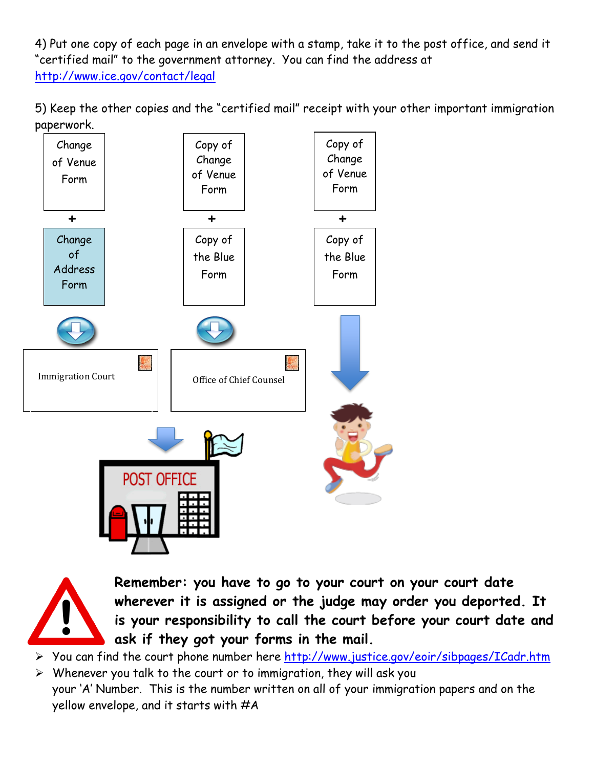4) Put one copy of each page in an envelope with a stamp, take it to the post office, and send it "certified mail" to the government attorney. You can find the address at http://www.ice.gov/contact/legal

5) Keep the other copies and the "certified mail" receipt with your other important immigration paperwork.

Change of Venue Form + Change of Address Form → Immigration Court

Copy of Change of Venue Form + Copy of the Blue Form → Office of Chief Counsel

Copy of Change of Venue Form + Copy of the Blue Form → (keep)

POST OFFICE

**Remember: you have to go to your court on your court date wherever it is assigned or the judge may order you deported. It is your responsibility to call the court before your court date and ask if they got your forms in the mail.**

- You can find the court phone number here http://www.justice.gov/eoir/sibpages/ICadr.htm
- Whenever you talk to the court or to immigration, they will ask you your 'A' Number. This is the number written on all of your immigration papers and on the yellow envelope, and it starts with #A